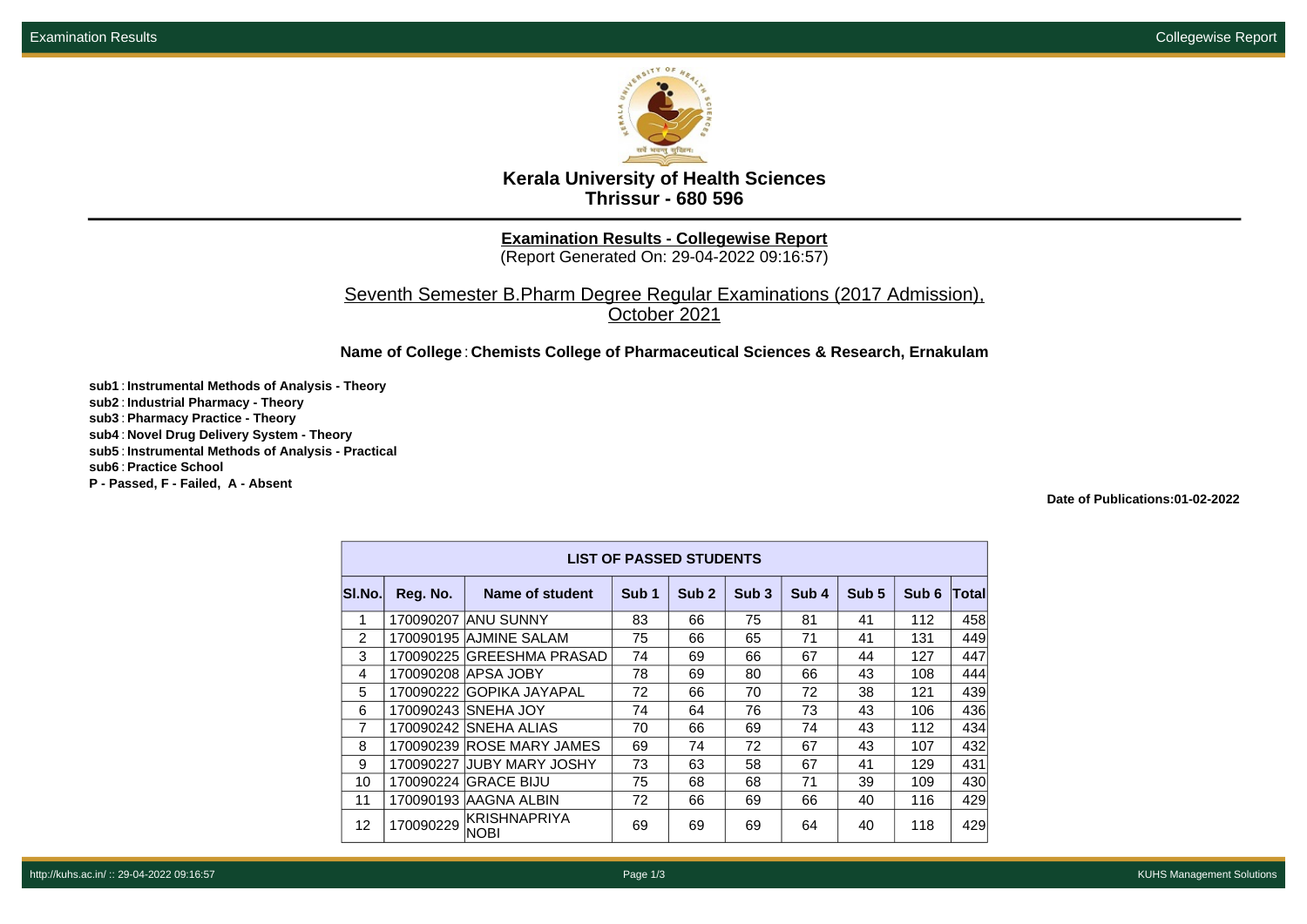# Kerala University of Health Sciences
## Thrissur - 680 596

**Examination Results - Collegewise Report**
(Report Generated On: 29-04-2022 09:16:57)

Seventh Semester B.Pharm Degree Regular Examinations (2017 Admission), October 2021

**Name of College** : **Chemists College of Pharmaceutical Sciences & Research, Ernakulam**

**sub1** : **Instrumental Methods of Analysis - Theory**
**sub2** : **Industrial Pharmacy - Theory**
**sub3** : **Pharmacy Practice - Theory**
**sub4** : **Novel Drug Delivery System - Theory**
**sub5** : **Instrumental Methods of Analysis - Practical**
**sub6** : **Practice School**
**P - Passed, F - Failed, A - Absent**

**Date of Publications:01-02-2022**

**LIST OF PASSED STUDENTS**

| Sl.No. | Reg. No. | Name of student | Sub 1 | Sub 2 | Sub 3 | Sub 4 | Sub 5 | Sub 6 | Total |
|---|---|---|---|---|---|---|---|---|---|
| 1 | 170090207 | ANU SUNNY | 83 | 66 | 75 | 81 | 41 | 112 | 458 |
| 2 | 170090195 | AJMINE SALAM | 75 | 66 | 65 | 71 | 41 | 131 | 449 |
| 3 | 170090225 | GREESHMA PRASAD | 74 | 69 | 66 | 67 | 44 | 127 | 447 |
| 4 | 170090208 | APSA JOBY | 78 | 69 | 80 | 66 | 43 | 108 | 444 |
| 5 | 170090222 | GOPIKA JAYAPAL | 72 | 66 | 70 | 72 | 38 | 121 | 439 |
| 6 | 170090243 | SNEHA JOY | 74 | 64 | 76 | 73 | 43 | 106 | 436 |
| 7 | 170090242 | SNEHA ALIAS | 70 | 66 | 69 | 74 | 43 | 112 | 434 |
| 8 | 170090239 | ROSE MARY JAMES | 69 | 74 | 72 | 67 | 43 | 107 | 432 |
| 9 | 170090227 | JUBY MARY JOSHY | 73 | 63 | 58 | 67 | 41 | 129 | 431 |
| 10 | 170090224 | GRACE BIJU | 75 | 68 | 68 | 71 | 39 | 109 | 430 |
| 11 | 170090193 | AAGNA ALBIN | 72 | 66 | 69 | 66 | 40 | 116 | 429 |
| 12 | 170090229 | KRISHNAPRIYA NOBI | 69 | 69 | 69 | 64 | 40 | 118 | 429 |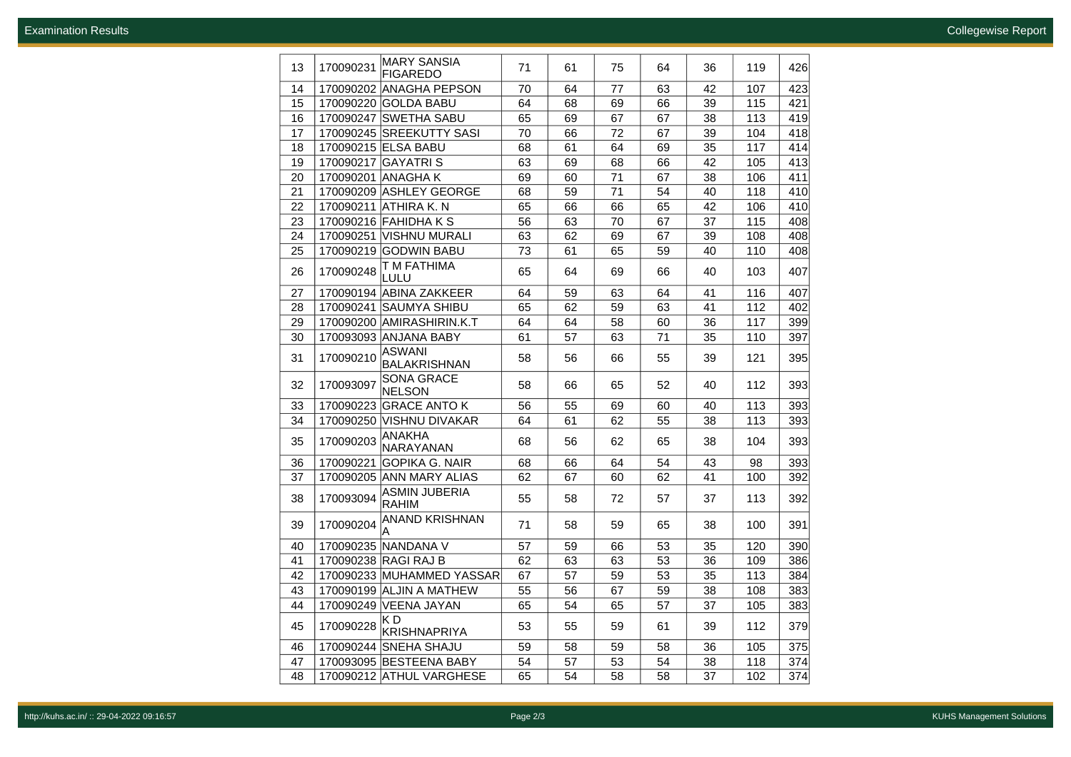| 13 | 170090231 | MARY SANSIA FIGAREDO | 71 | 61 | 75 | 64 | 36 | 119 | 426 |
|---|---|---|---|---|---|---|---|---|---|
| 14 | 170090202 | ANAGHA PEPSON | 70 | 64 | 77 | 63 | 42 | 107 | 423 |
| 15 | 170090220 | GOLDA BABU | 64 | 68 | 69 | 66 | 39 | 115 | 421 |
| 16 | 170090247 | SWETHA SABU | 65 | 69 | 67 | 67 | 38 | 113 | 419 |
| 17 | 170090245 | SREEKUTTY SASI | 70 | 66 | 72 | 67 | 39 | 104 | 418 |
| 18 | 170090215 | ELSA BABU | 68 | 61 | 64 | 69 | 35 | 117 | 414 |
| 19 | 170090217 | GAYATRI S | 63 | 69 | 68 | 66 | 42 | 105 | 413 |
| 20 | 170090201 | ANAGHA K | 69 | 60 | 71 | 67 | 38 | 106 | 411 |
| 21 | 170090209 | ASHLEY GEORGE | 68 | 59 | 71 | 54 | 40 | 118 | 410 |
| 22 | 170090211 | ATHIRA K. N | 65 | 66 | 66 | 65 | 42 | 106 | 410 |
| 23 | 170090216 | FAHIDHA K S | 56 | 63 | 70 | 67 | 37 | 115 | 408 |
| 24 | 170090251 | VISHNU MURALI | 63 | 62 | 69 | 67 | 39 | 108 | 408 |
| 25 | 170090219 | GODWIN BABU | 73 | 61 | 65 | 59 | 40 | 110 | 408 |
| 26 | 170090248 | T M FATHIMA LULU | 65 | 64 | 69 | 66 | 40 | 103 | 407 |
| 27 | 170090194 | ABINA ZAKKEER | 64 | 59 | 63 | 64 | 41 | 116 | 407 |
| 28 | 170090241 | SAUMYA SHIBU | 65 | 62 | 59 | 63 | 41 | 112 | 402 |
| 29 | 170090200 | AMIRASHIRIN.K.T | 64 | 64 | 58 | 60 | 36 | 117 | 399 |
| 30 | 170093093 | ANJANA BABY | 61 | 57 | 63 | 71 | 35 | 110 | 397 |
| 31 | 170090210 | ASWANI BALAKRISHNAN | 58 | 56 | 66 | 55 | 39 | 121 | 395 |
| 32 | 170093097 | SONA GRACE NELSON | 58 | 66 | 65 | 52 | 40 | 112 | 393 |
| 33 | 170090223 | GRACE ANTO K | 56 | 55 | 69 | 60 | 40 | 113 | 393 |
| 34 | 170090250 | VISHNU DIVAKAR | 64 | 61 | 62 | 55 | 38 | 113 | 393 |
| 35 | 170090203 | ANAKHA NARAYANAN | 68 | 56 | 62 | 65 | 38 | 104 | 393 |
| 36 | 170090221 | GOPIKA G. NAIR | 68 | 66 | 64 | 54 | 43 | 98 | 393 |
| 37 | 170090205 | ANN MARY ALIAS | 62 | 67 | 60 | 62 | 41 | 100 | 392 |
| 38 | 170093094 | ASMIN JUBERIA RAHIM | 55 | 58 | 72 | 57 | 37 | 113 | 392 |
| 39 | 170090204 | ANAND KRISHNAN A | 71 | 58 | 59 | 65 | 38 | 100 | 391 |
| 40 | 170090235 | NANDANA V | 57 | 59 | 66 | 53 | 35 | 120 | 390 |
| 41 | 170090238 | RAGI RAJ B | 62 | 63 | 63 | 53 | 36 | 109 | 386 |
| 42 | 170090233 | MUHAMMED YASSAR | 67 | 57 | 59 | 53 | 35 | 113 | 384 |
| 43 | 170090199 | ALJIN A MATHEW | 55 | 56 | 67 | 59 | 38 | 108 | 383 |
| 44 | 170090249 | VEENA JAYAN | 65 | 54 | 65 | 57 | 37 | 105 | 383 |
| 45 | 170090228 | K D KRISHNAPRIYA | 53 | 55 | 59 | 61 | 39 | 112 | 379 |
| 46 | 170090244 | SNEHA SHAJU | 59 | 58 | 59 | 58 | 36 | 105 | 375 |
| 47 | 170093095 | BESTEENA BABY | 54 | 57 | 53 | 54 | 38 | 118 | 374 |
| 48 | 170090212 | ATHUL VARGHESE | 65 | 54 | 58 | 58 | 37 | 102 | 374 |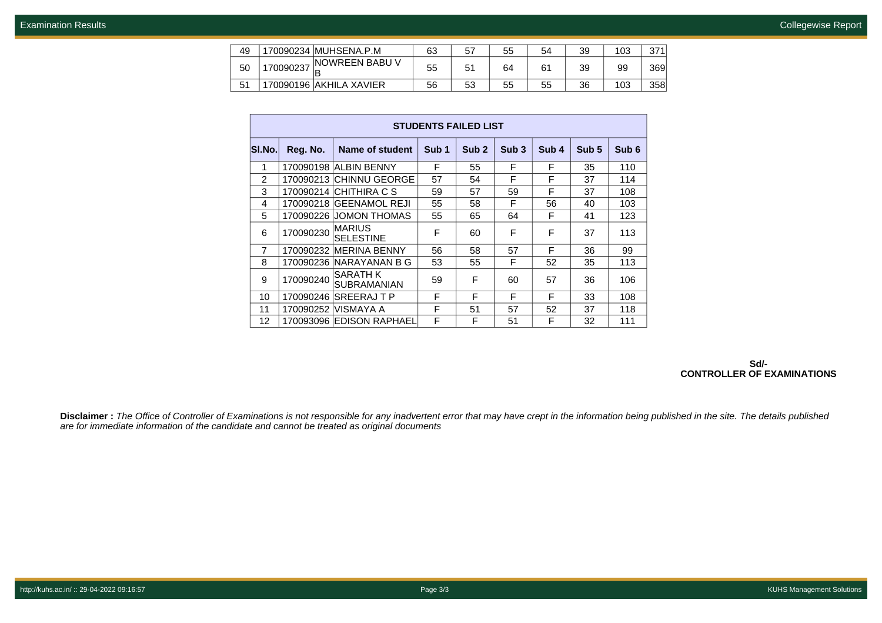| | | | | | | | | | |
|---|---|---|---|---|---|---|---|---|---|
| 49 | 170090234 | MUHSENA.P.M | 63 | 57 | 55 | 54 | 39 | 103 | 371 |
| 50 | 170090237 | NOWREEN BABU V B | 55 | 51 | 64 | 61 | 39 | 99 | 369 |
| 51 | 170090196 | AKHILA XAVIER | 56 | 53 | 55 | 55 | 36 | 103 | 358 |

**STUDENTS FAILED LIST**

| Sl.No. | Reg. No. | Name of student | Sub 1 | Sub 2 | Sub 3 | Sub 4 | Sub 5 | Sub 6 |
|---|---|---|---|---|---|---|---|---|
| 1 | 170090198 | ALBIN BENNY | F | 55 | F | F | 35 | 110 |
| 2 | 170090213 | CHINNU GEORGE | 57 | 54 | F | F | 37 | 114 |
| 3 | 170090214 | CHITHIRA C S | 59 | 57 | 59 | F | 37 | 108 |
| 4 | 170090218 | GEENAMOL REJI | 55 | 58 | F | 56 | 40 | 103 |
| 5 | 170090226 | JOMON THOMAS | 55 | 65 | 64 | F | 41 | 123 |
| 6 | 170090230 | MARIUS SELESTINE | F | 60 | F | F | 37 | 113 |
| 7 | 170090232 | MERINA BENNY | 56 | 58 | 57 | F | 36 | 99 |
| 8 | 170090236 | NARAYANAN B G | 53 | 55 | F | 52 | 35 | 113 |
| 9 | 170090240 | SARATH K SUBRAMANIAN | 59 | F | 60 | 57 | 36 | 106 |
| 10 | 170090246 | SREERAJ T P | F | F | F | F | 33 | 108 |
| 11 | 170090252 | VISMAYA A | F | 51 | 57 | 52 | 37 | 118 |
| 12 | 170093096 | EDISON RAPHAEL | F | F | 51 | F | 32 | 111 |

**Sd/-**
**CONTROLLER OF EXAMINATIONS**

**Disclaimer :** *The Office of Controller of Examinations is not responsible for any inadvertent error that may have crept in the information being published in the site. The details published are for immediate information of the candidate and cannot be treated as original documents*